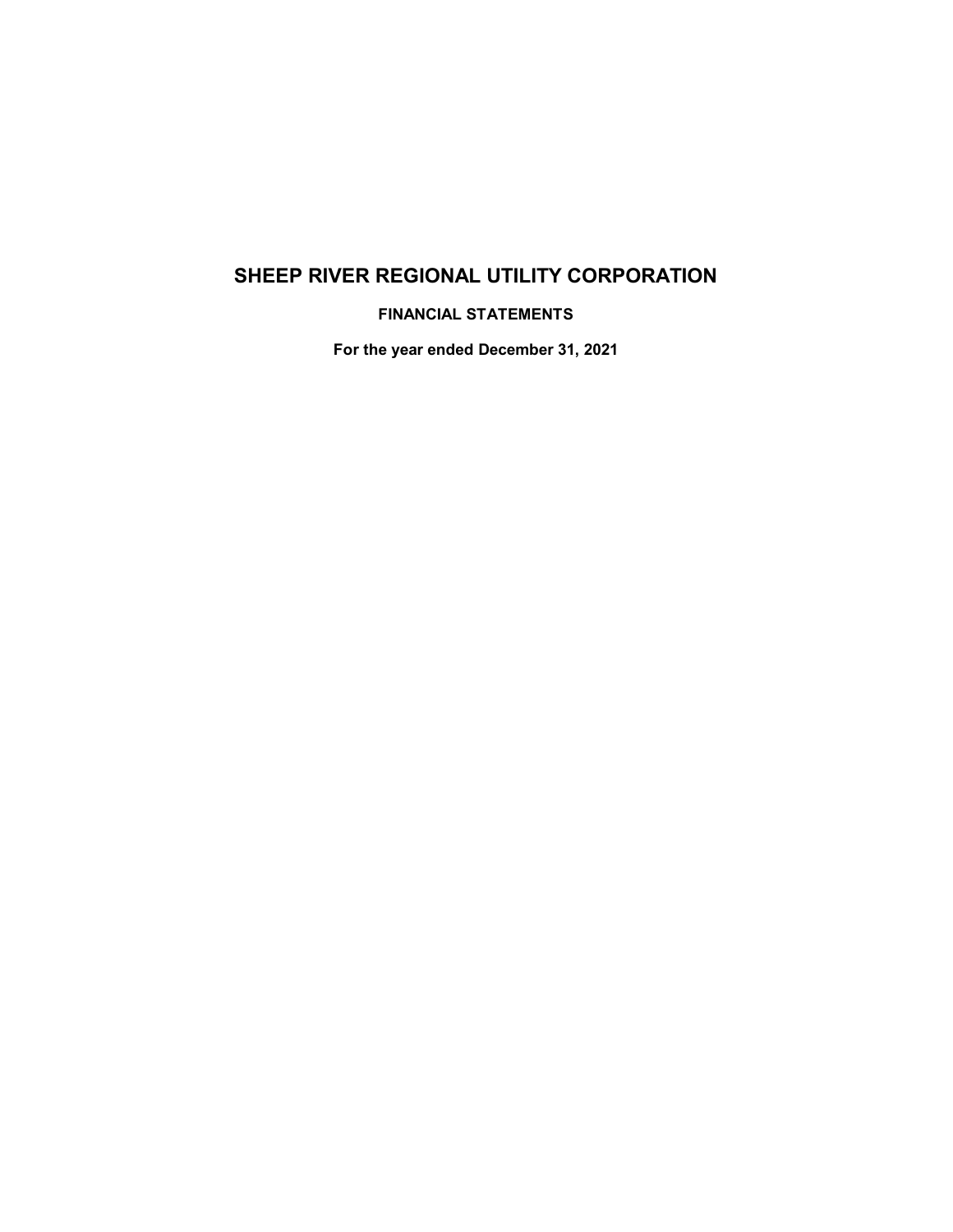# SHEEP RIVER REGIONAL UTILITY CORPORATION

## FINANCIAL STATEMENTS

### For the year ended December 31, 2021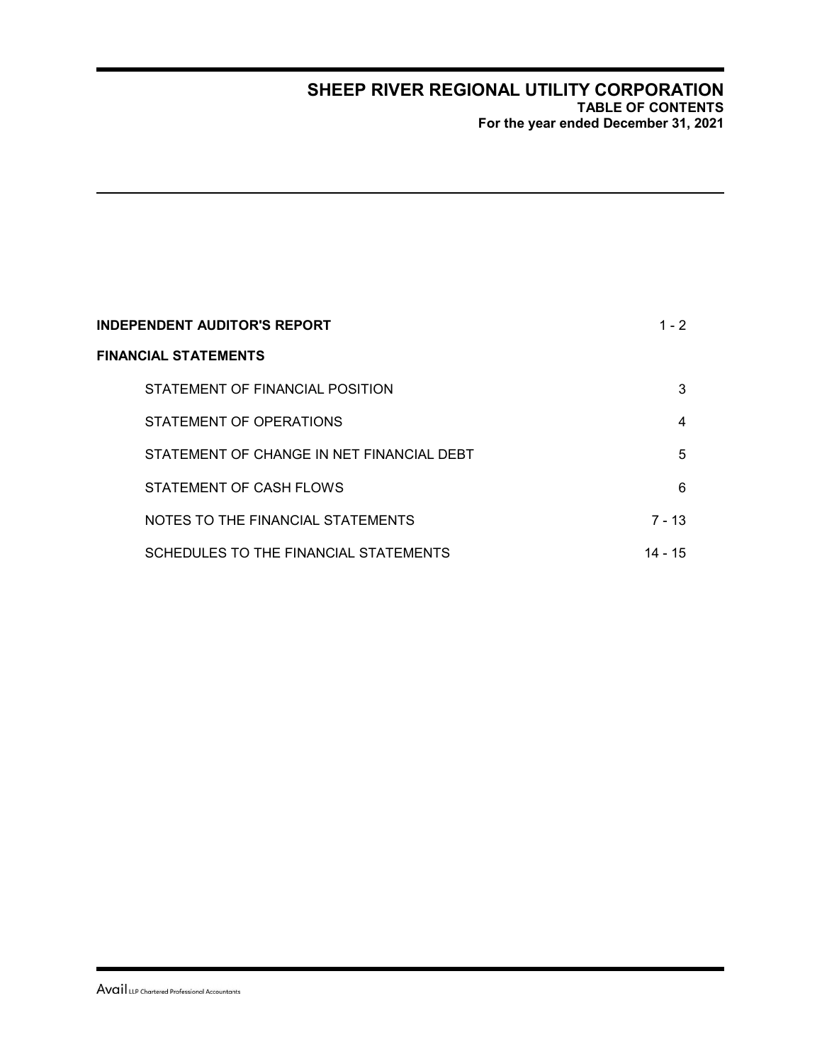# SHEEP RIVER REGIONAL UTILITY CORPORATION

**TABLE OF CONTENTS**

**For the year ended December 31, 2021**

| | |
|---|---|
| **INDEPENDENT AUDITOR'S REPORT** | 1 - 2 |
| **FINANCIAL STATEMENTS** | |
| STATEMENT OF FINANCIAL POSITION | 3 |
| STATEMENT OF OPERATIONS | 4 |
| STATEMENT OF CHANGE IN NET FINANCIAL DEBT | 5 |
| STATEMENT OF CASH FLOWS | 6 |
| NOTES TO THE FINANCIAL STATEMENTS | 7 - 13 |
| SCHEDULES TO THE FINANCIAL STATEMENTS | 14 - 15 |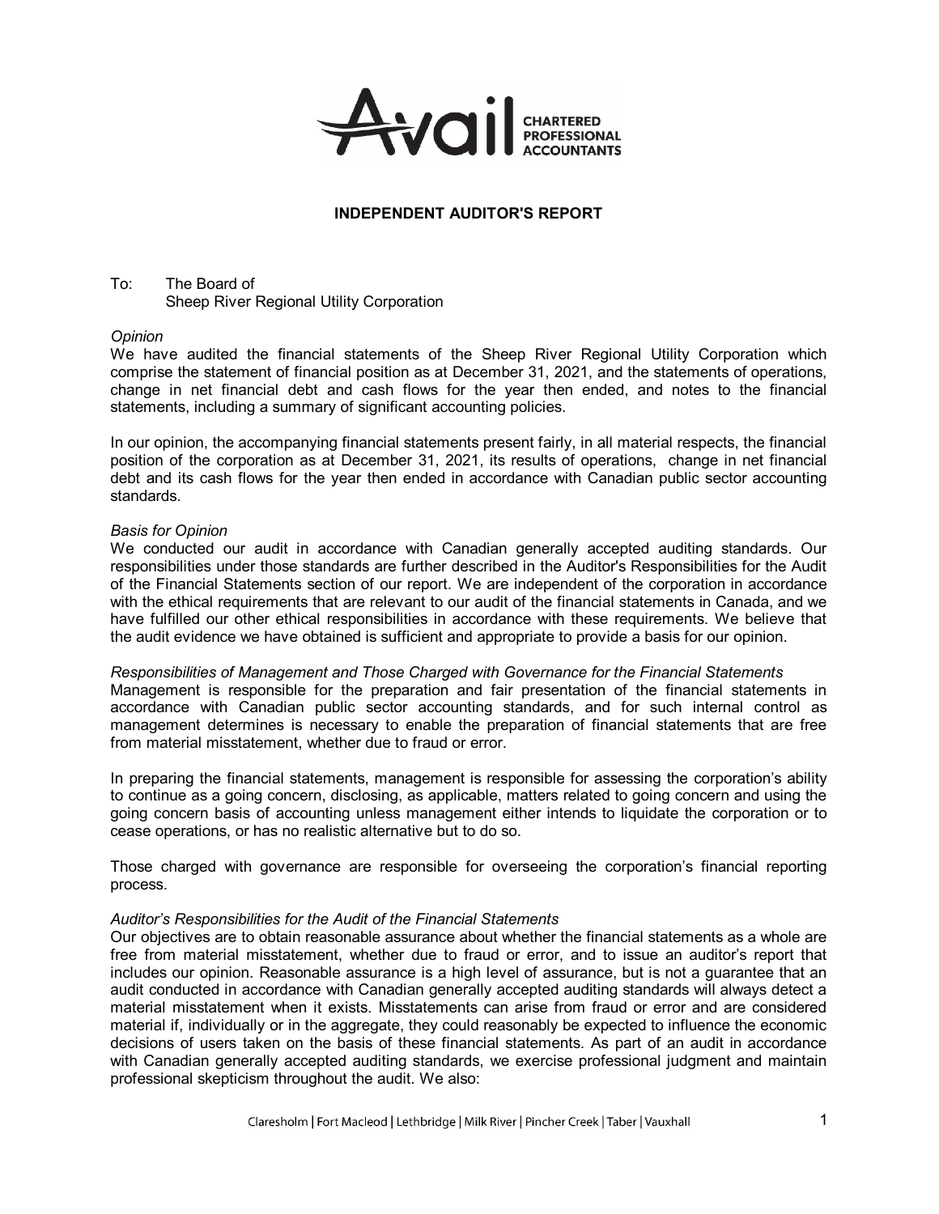# INDEPENDENT AUDITOR'S REPORT

To: The Board of
Sheep River Regional Utility Corporation

*Opinion*

We have audited the financial statements of the Sheep River Regional Utility Corporation which comprise the statement of financial position as at December 31, 2021, and the statements of operations, change in net financial debt and cash flows for the year then ended, and notes to the financial statements, including a summary of significant accounting policies.

In our opinion, the accompanying financial statements present fairly, in all material respects, the financial position of the corporation as at December 31, 2021, its results of operations, change in net financial debt and its cash flows for the year then ended in accordance with Canadian public sector accounting standards.

*Basis for Opinion*

We conducted our audit in accordance with Canadian generally accepted auditing standards. Our responsibilities under those standards are further described in the Auditor's Responsibilities for the Audit of the Financial Statements section of our report. We are independent of the corporation in accordance with the ethical requirements that are relevant to our audit of the financial statements in Canada, and we have fulfilled our other ethical responsibilities in accordance with these requirements. We believe that the audit evidence we have obtained is sufficient and appropriate to provide a basis for our opinion.

*Responsibilities of Management and Those Charged with Governance for the Financial Statements*

Management is responsible for the preparation and fair presentation of the financial statements in accordance with Canadian public sector accounting standards, and for such internal control as management determines is necessary to enable the preparation of financial statements that are free from material misstatement, whether due to fraud or error.

In preparing the financial statements, management is responsible for assessing the corporation's ability to continue as a going concern, disclosing, as applicable, matters related to going concern and using the going concern basis of accounting unless management either intends to liquidate the corporation or to cease operations, or has no realistic alternative but to do so.

Those charged with governance are responsible for overseeing the corporation's financial reporting process.

*Auditor's Responsibilities for the Audit of the Financial Statements*

Our objectives are to obtain reasonable assurance about whether the financial statements as a whole are free from material misstatement, whether due to fraud or error, and to issue an auditor's report that includes our opinion. Reasonable assurance is a high level of assurance, but is not a guarantee that an audit conducted in accordance with Canadian generally accepted auditing standards will always detect a material misstatement when it exists. Misstatements can arise from fraud or error and are considered material if, individually or in the aggregate, they could reasonably be expected to influence the economic decisions of users taken on the basis of these financial statements. As part of an audit in accordance with Canadian generally accepted auditing standards, we exercise professional judgment and maintain professional skepticism throughout the audit. We also: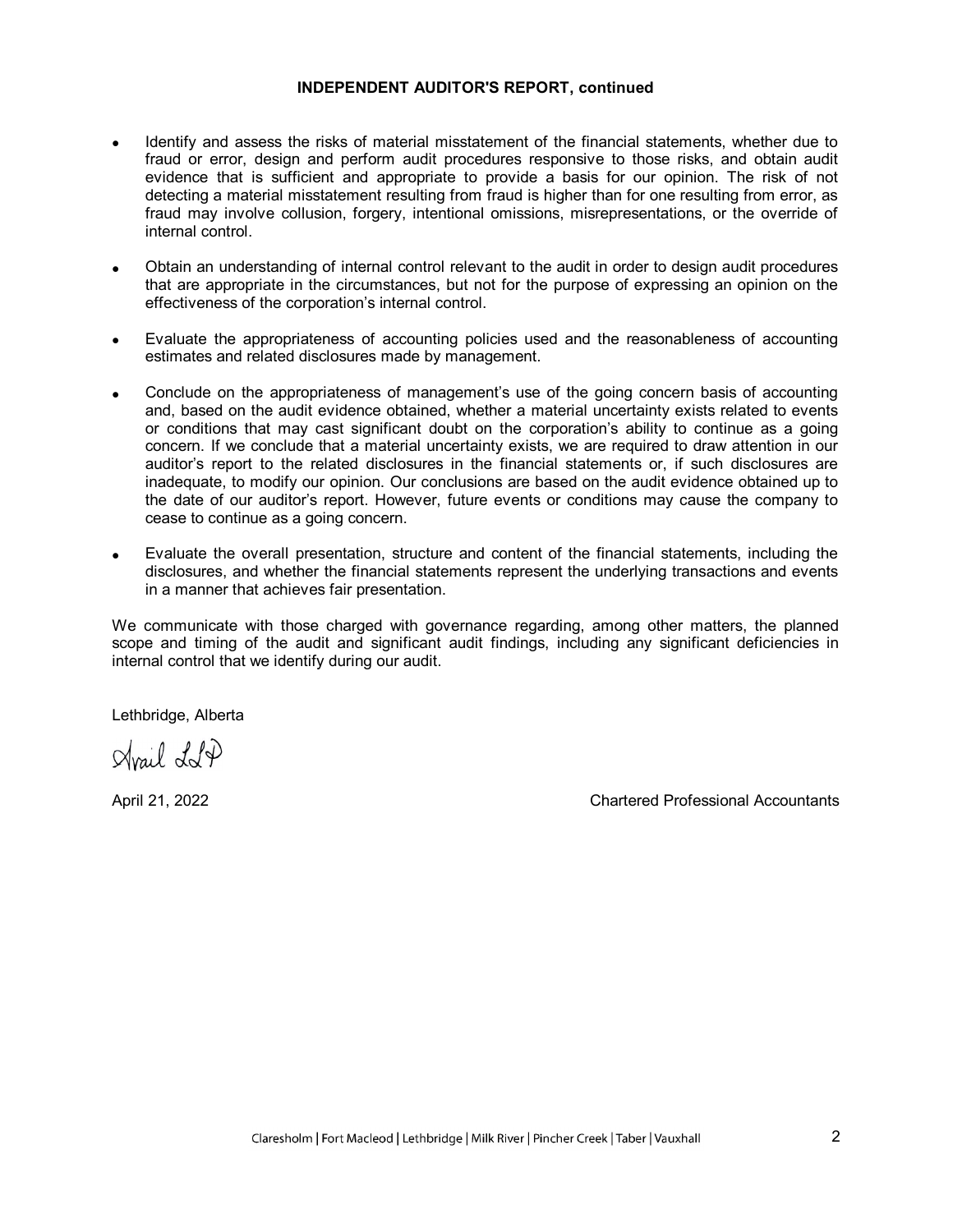**INDEPENDENT AUDITOR'S REPORT, continued**

- Identify and assess the risks of material misstatement of the financial statements, whether due to fraud or error, design and perform audit procedures responsive to those risks, and obtain audit evidence that is sufficient and appropriate to provide a basis for our opinion. The risk of not detecting a material misstatement resulting from fraud is higher than for one resulting from error, as fraud may involve collusion, forgery, intentional omissions, misrepresentations, or the override of internal control.

- Obtain an understanding of internal control relevant to the audit in order to design audit procedures that are appropriate in the circumstances, but not for the purpose of expressing an opinion on the effectiveness of the corporation's internal control.

- Evaluate the appropriateness of accounting policies used and the reasonableness of accounting estimates and related disclosures made by management.

- Conclude on the appropriateness of management's use of the going concern basis of accounting and, based on the audit evidence obtained, whether a material uncertainty exists related to events or conditions that may cast significant doubt on the corporation's ability to continue as a going concern. If we conclude that a material uncertainty exists, we are required to draw attention in our auditor's report to the related disclosures in the financial statements or, if such disclosures are inadequate, to modify our opinion. Our conclusions are based on the audit evidence obtained up to the date of our auditor's report. However, future events or conditions may cause the company to cease to continue as a going concern.

- Evaluate the overall presentation, structure and content of the financial statements, including the disclosures, and whether the financial statements represent the underlying transactions and events in a manner that achieves fair presentation.

We communicate with those charged with governance regarding, among other matters, the planned scope and timing of the audit and significant audit findings, including any significant deficiencies in internal control that we identify during our audit.

Lethbridge, Alberta

Avail LLP

April 21, 2022

Chartered Professional Accountants

Claresholm | Fort Macleod | Lethbridge | Milk River | Pincher Creek | Taber | Vauxhall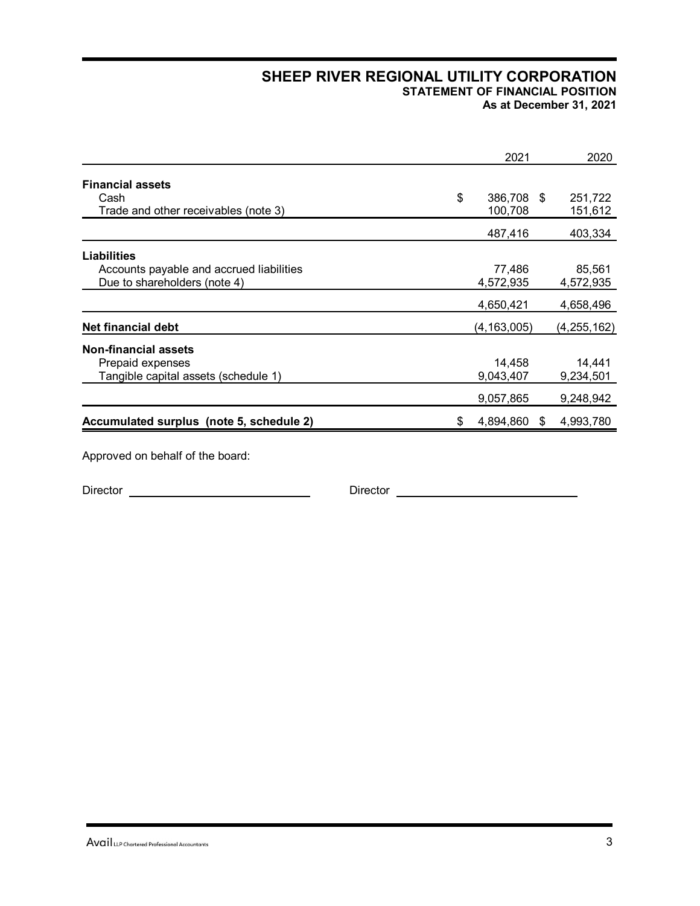# SHEEP RIVER REGIONAL UTILITY CORPORATION

## STATEMENT OF FINANCIAL POSITION

### As at December 31, 2021

| | 2021 | 2020 |
|---|---|---|
| **Financial assets** | | |
| Cash | $ 386,708 | $ 251,722 |
| Trade and other receivables (note 3) | 100,708 | 151,612 |
| | 487,416 | 403,334 |
| **Liabilities** | | |
| Accounts payable and accrued liabilities | 77,486 | 85,561 |
| Due to shareholders (note 4) | 4,572,935 | 4,572,935 |
| | 4,650,421 | 4,658,496 |
| **Net financial debt** | (4,163,005) | (4,255,162) |
| **Non-financial assets** | | |
| Prepaid expenses | 14,458 | 14,441 |
| Tangible capital assets (schedule 1) | 9,043,407 | 9,234,501 |
| | 9,057,865 | 9,248,942 |
| **Accumulated surplus (note 5, schedule 2)** | $ 4,894,860 | $ 4,993,780 |

Approved on behalf of the board:

Director ____________________________ Director ____________________________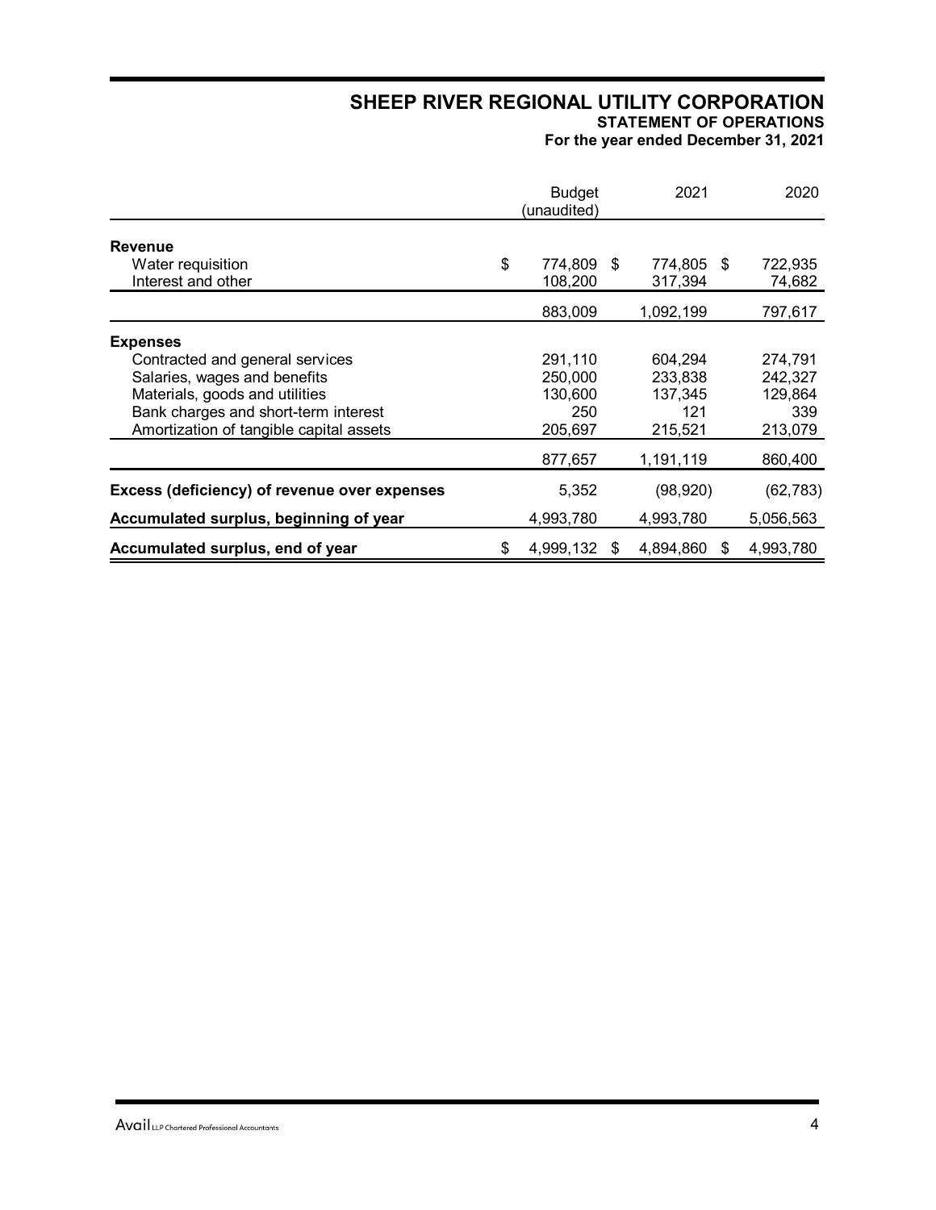# SHEEP RIVER REGIONAL UTILITY CORPORATION

## STATEMENT OF OPERATIONS

**For the year ended December 31, 2021**

| | Budget (unaudited) | 2021 | 2020 |
|---|---|---|---|
| **Revenue** | | | |
| Water requisition | $ 774,809 | $ 774,805 | $ 722,935 |
| Interest and other | 108,200 | 317,394 | 74,682 |
| | 883,009 | 1,092,199 | 797,617 |
| **Expenses** | | | |
| Contracted and general services | 291,110 | 604,294 | 274,791 |
| Salaries, wages and benefits | 250,000 | 233,838 | 242,327 |
| Materials, goods and utilities | 130,600 | 137,345 | 129,864 |
| Bank charges and short-term interest | 250 | 121 | 339 |
| Amortization of tangible capital assets | 205,697 | 215,521 | 213,079 |
| | 877,657 | 1,191,119 | 860,400 |
| **Excess (deficiency) of revenue over expenses** | 5,352 | (98,920) | (62,783) |
| **Accumulated surplus, beginning of year** | 4,993,780 | 4,993,780 | 5,056,563 |
| **Accumulated surplus, end of year** | $ 4,999,132 | $ 4,894,860 | $ 4,993,780 |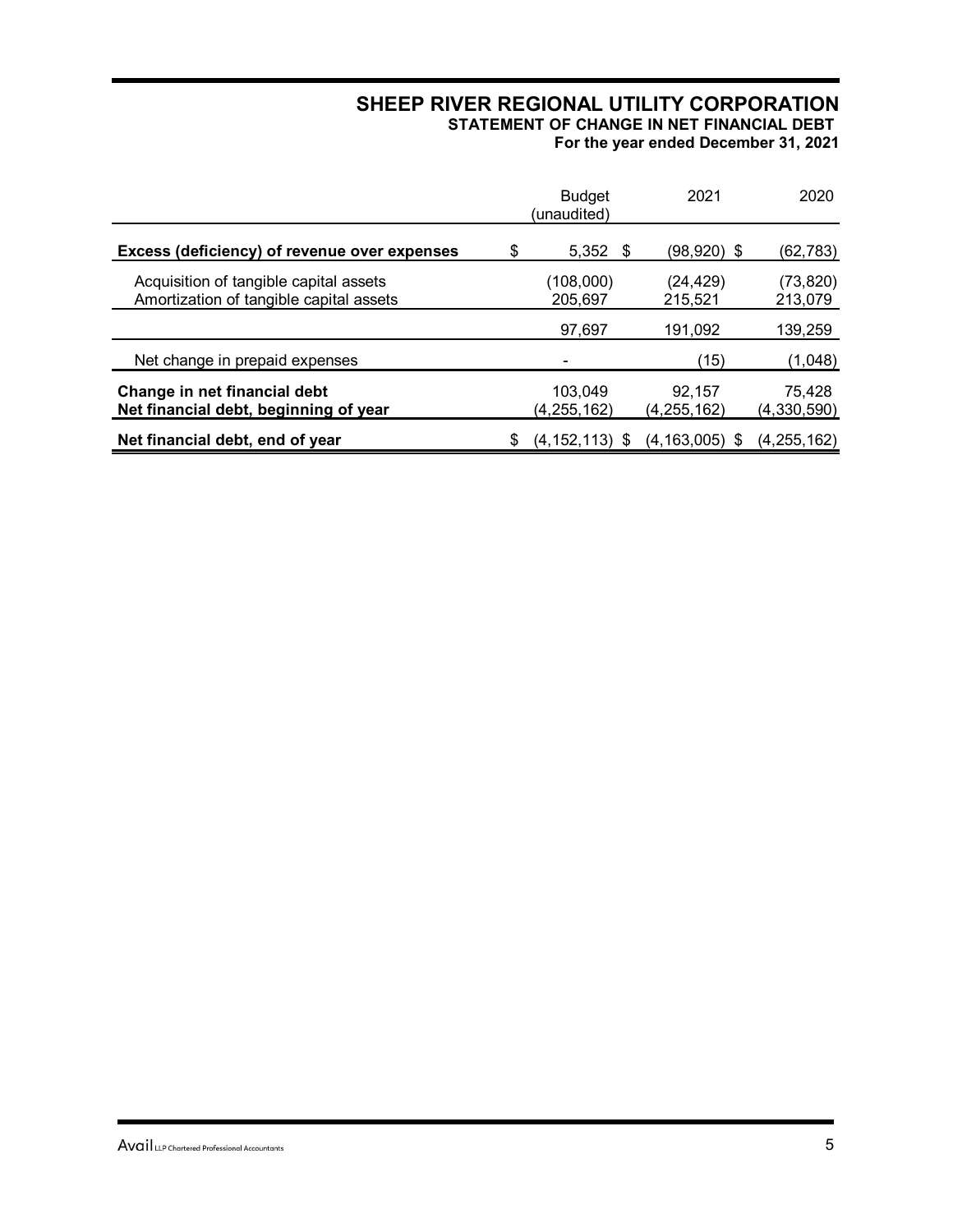# SHEEP RIVER REGIONAL UTILITY CORPORATION

### STATEMENT OF CHANGE IN NET FINANCIAL DEBT

**For the year ended December 31, 2021**

| | Budget (unaudited) | 2021 | 2020 |
|---|---|---|---|
| **Excess (deficiency) of revenue over expenses** | $ 5,352 | $ (98,920) | $ (62,783) |
| Acquisition of tangible capital assets | (108,000) | (24,429) | (73,820) |
| Amortization of tangible capital assets | 205,697 | 215,521 | 213,079 |
| | 97,697 | 191,092 | 139,259 |
| Net change in prepaid expenses | - | (15) | (1,048) |
| **Change in net financial debt** | 103,049 | 92,157 | 75,428 |
| **Net financial debt, beginning of year** | (4,255,162) | (4,255,162) | (4,330,590) |
| **Net financial debt, end of year** | $ (4,152,113) | $ (4,163,005) | $ (4,255,162) |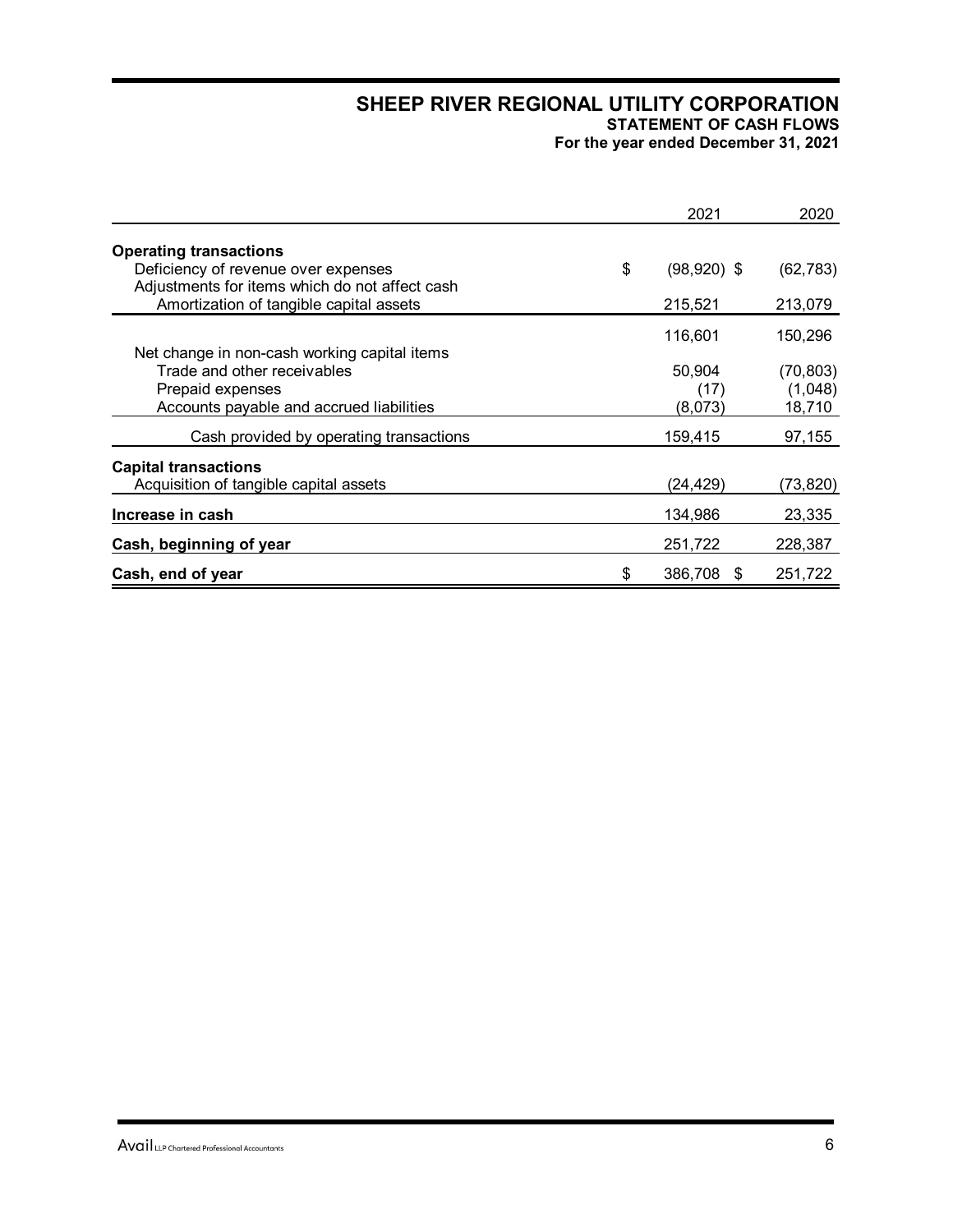# SHEEP RIVER REGIONAL UTILITY CORPORATION
## STATEMENT OF CASH FLOWS
### For the year ended December 31, 2021

| | 2021 | 2020 |
|---|---|---|
| **Operating transactions** | | |
| Deficiency of revenue over expenses | $ (98,920) | $ (62,783) |
| Adjustments for items which do not affect cash | | |
| Amortization of tangible capital assets | 215,521 | 213,079 |
| | 116,601 | 150,296 |
| Net change in non-cash working capital items | | |
| Trade and other receivables | 50,904 | (70,803) |
| Prepaid expenses | (17) | (1,048) |
| Accounts payable and accrued liabilities | (8,073) | 18,710 |
| Cash provided by operating transactions | 159,415 | 97,155 |
| **Capital transactions** | | |
| Acquisition of tangible capital assets | (24,429) | (73,820) |
| **Increase in cash** | 134,986 | 23,335 |
| **Cash, beginning of year** | 251,722 | 228,387 |
| **Cash, end of year** | $ 386,708 | $ 251,722 |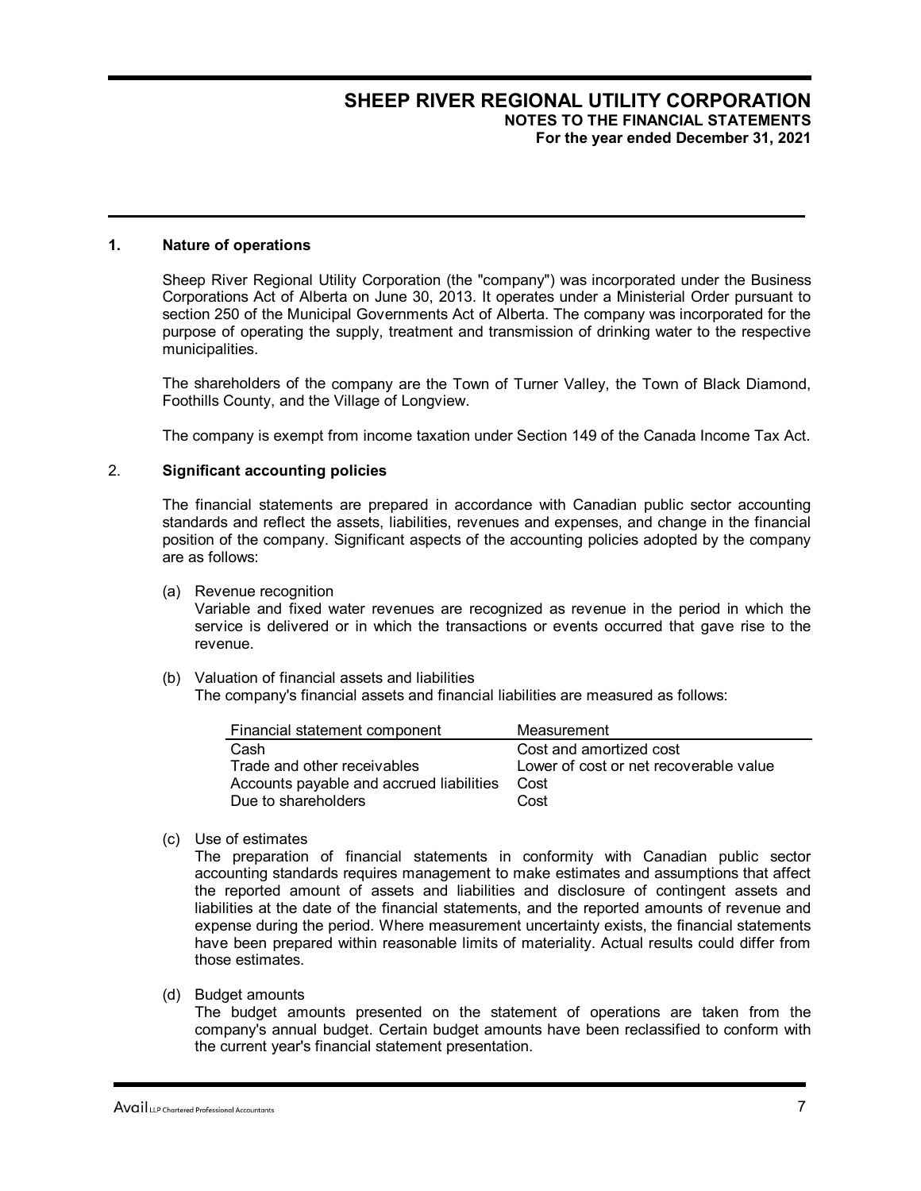# SHEEP RIVER REGIONAL UTILITY CORPORATION
## NOTES TO THE FINANCIAL STATEMENTS
### For the year ended December 31, 2021

## 1. Nature of operations

Sheep River Regional Utility Corporation (the "company") was incorporated under the Business Corporations Act of Alberta on June 30, 2013. It operates under a Ministerial Order pursuant to section 250 of the Municipal Governments Act of Alberta. The company was incorporated for the purpose of operating the supply, treatment and transmission of drinking water to the respective municipalities.

The shareholders of the company are the Town of Turner Valley, the Town of Black Diamond, Foothills County, and the Village of Longview.

The company is exempt from income taxation under Section 149 of the Canada Income Tax Act.

## 2. Significant accounting policies

The financial statements are prepared in accordance with Canadian public sector accounting standards and reflect the assets, liabilities, revenues and expenses, and change in the financial position of the company. Significant aspects of the accounting policies adopted by the company are as follows:

(a) Revenue recognition
Variable and fixed water revenues are recognized as revenue in the period in which the service is delivered or in which the transactions or events occurred that gave rise to the revenue.

(b) Valuation of financial assets and liabilities
The company's financial assets and financial liabilities are measured as follows:

| Financial statement component | Measurement |
|---|---|
| Cash | Cost and amortized cost |
| Trade and other receivables | Lower of cost or net recoverable value |
| Accounts payable and accrued liabilities | Cost |
| Due to shareholders | Cost |

(c) Use of estimates
The preparation of financial statements in conformity with Canadian public sector accounting standards requires management to make estimates and assumptions that affect the reported amount of assets and liabilities and disclosure of contingent assets and liabilities at the date of the financial statements, and the reported amounts of revenue and expense during the period. Where measurement uncertainty exists, the financial statements have been prepared within reasonable limits of materiality. Actual results could differ from those estimates.

(d) Budget amounts
The budget amounts presented on the statement of operations are taken from the company's annual budget. Certain budget amounts have been reclassified to conform with the current year's financial statement presentation.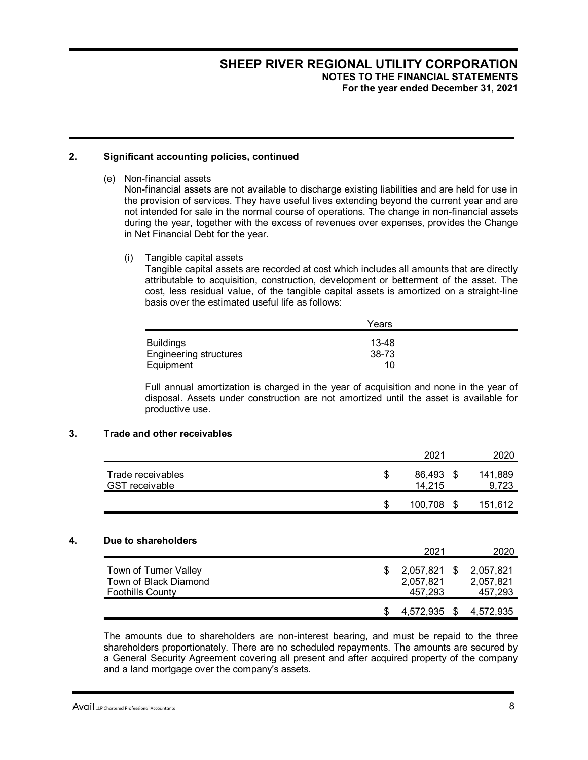## 2. Significant accounting policies, continued

(e) Non-financial assets

Non-financial assets are not available to discharge existing liabilities and are held for use in the provision of services. They have useful lives extending beyond the current year and are not intended for sale in the normal course of operations. The change in non-financial assets during the year, together with the excess of revenues over expenses, provides the Change in Net Financial Debt for the year.

(i) Tangible capital assets

Tangible capital assets are recorded at cost which includes all amounts that are directly attributable to acquisition, construction, development or betterment of the asset. The cost, less residual value, of the tangible capital assets is amortized on a straight-line basis over the estimated useful life as follows:

| | Years |
|---|---|
| Buildings | 13-48 |
| Engineering structures | 38-73 |
| Equipment | 10 |

Full annual amortization is charged in the year of acquisition and none in the year of disposal. Assets under construction are not amortized until the asset is available for productive use.

## 3. Trade and other receivables

| | 2021 | 2020 |
|---|---|---|
| Trade receivables | $ 86,493 | $ 141,889 |
| GST receivable | 14,215 | 9,723 |
| | $ 100,708 | $ 151,612 |

## 4. Due to shareholders

| | 2021 | 2020 |
|---|---|---|
| Town of Turner Valley | $ 2,057,821 | $ 2,057,821 |
| Town of Black Diamond | 2,057,821 | 2,057,821 |
| Foothills County | 457,293 | 457,293 |
| | $ 4,572,935 | $ 4,572,935 |

The amounts due to shareholders are non-interest bearing, and must be repaid to the three shareholders proportionately. There are no scheduled repayments. The amounts are secured by a General Security Agreement covering all present and after acquired property of the company and a land mortgage over the company's assets.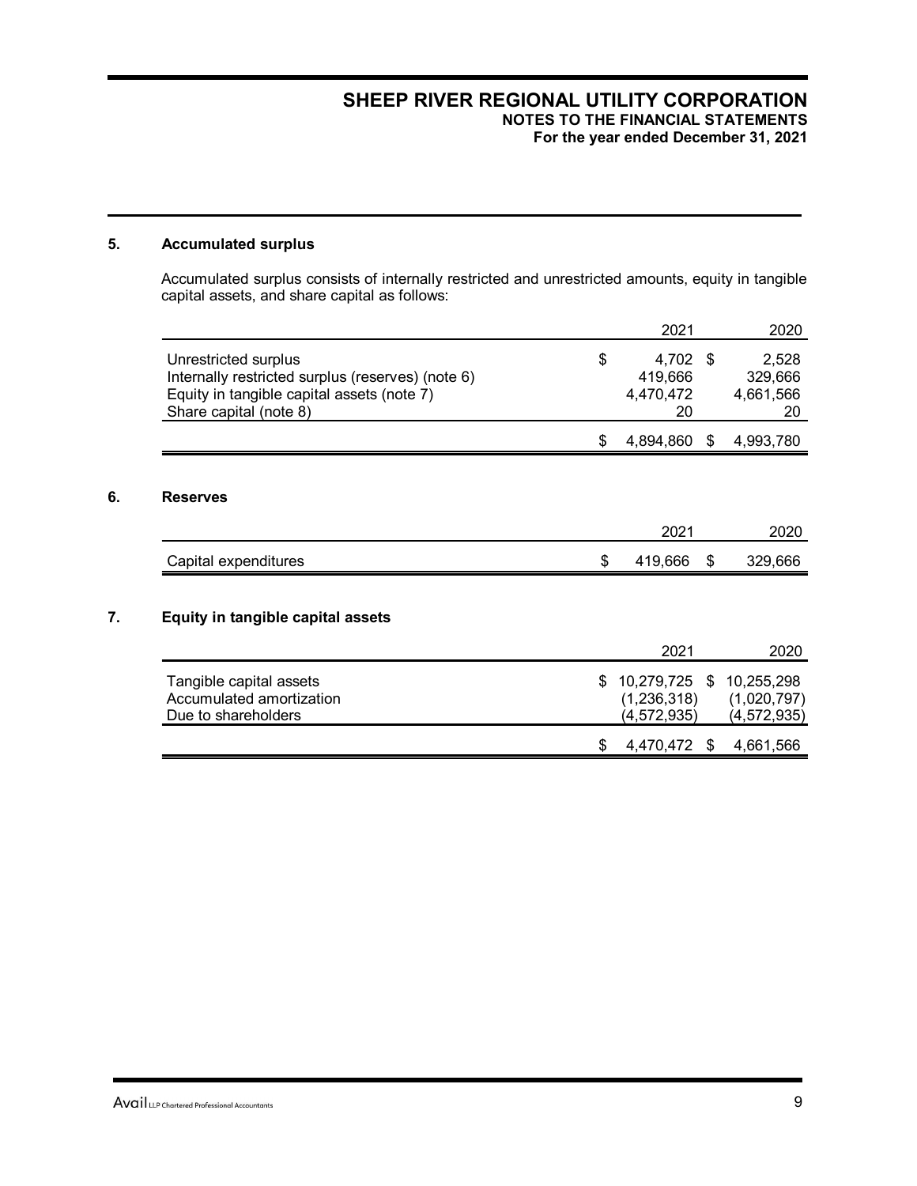## 5. Accumulated surplus

Accumulated surplus consists of internally restricted and unrestricted amounts, equity in tangible capital assets, and share capital as follows:

| | 2021 | 2020 |
|---|---|---|
| Unrestricted surplus | $ 4,702 | $ 2,528 |
| Internally restricted surplus (reserves) (note 6) | 419,666 | 329,666 |
| Equity in tangible capital assets (note 7) | 4,470,472 | 4,661,566 |
| Share capital (note 8) | 20 | 20 |
| | $ 4,894,860 | $ 4,993,780 |

## 6. Reserves

| | 2021 | 2020 |
|---|---|---|
| Capital expenditures | $ 419,666 | $ 329,666 |

## 7. Equity in tangible capital assets

| | 2021 | 2020 |
|---|---|---|
| Tangible capital assets | $ 10,279,725 | $ 10,255,298 |
| Accumulated amortization | (1,236,318) | (1,020,797) |
| Due to shareholders | (4,572,935) | (4,572,935) |
| | $ 4,470,472 | $ 4,661,566 |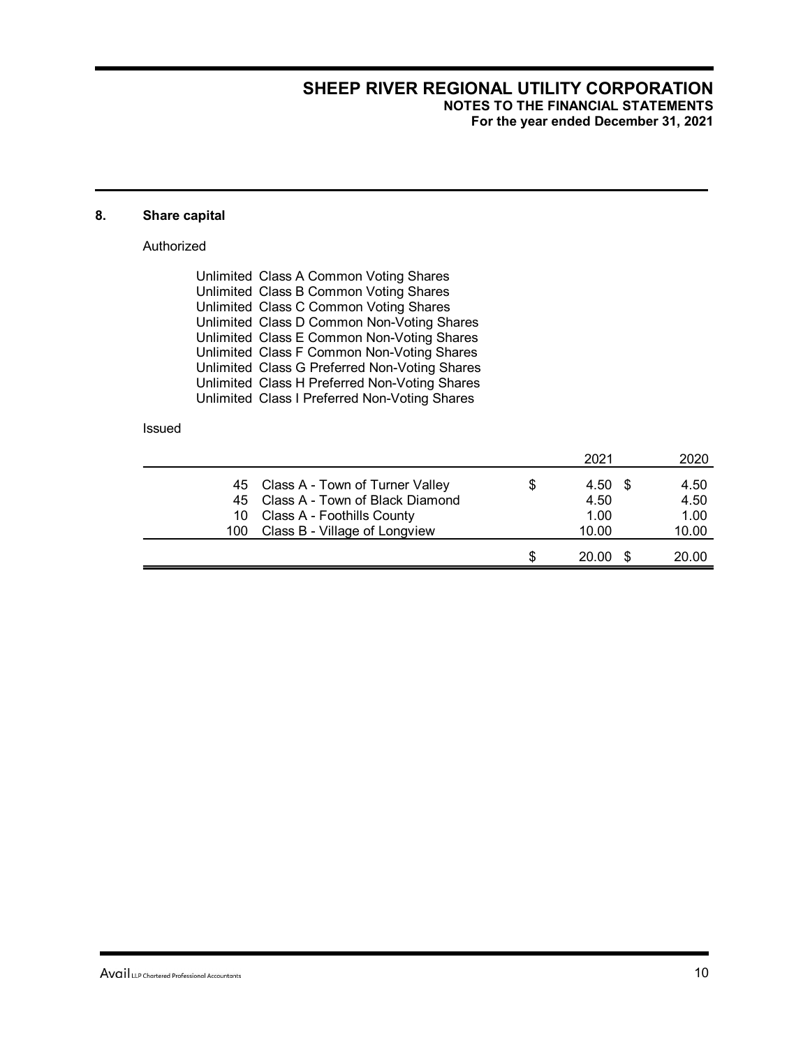## 8. Share capital

Authorized

Unlimited Class A Common Voting Shares
Unlimited Class B Common Voting Shares
Unlimited Class C Common Voting Shares
Unlimited Class D Common Non-Voting Shares
Unlimited Class E Common Non-Voting Shares
Unlimited Class F Common Non-Voting Shares
Unlimited Class G Preferred Non-Voting Shares
Unlimited Class H Preferred Non-Voting Shares
Unlimited Class I Preferred Non-Voting Shares

Issued

| | | 2021 | 2020 |
|---|---|---|---|
| 45 | Class A - Town of Turner Valley | $ 4.50 | $ 4.50 |
| 45 | Class A - Town of Black Diamond | 4.50 | 4.50 |
| 10 | Class A - Foothills County | 1.00 | 1.00 |
| 100 | Class B - Village of Longview | 10.00 | 10.00 |
| | | $ 20.00 | $ 20.00 |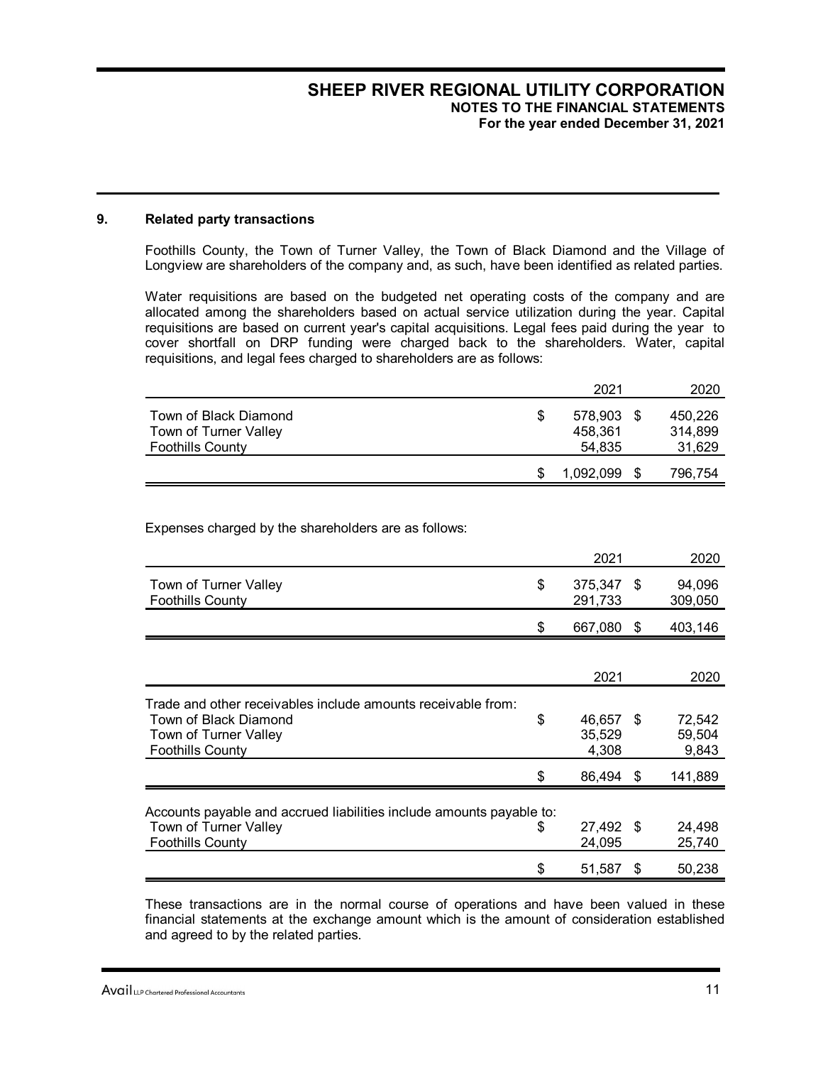## 9. Related party transactions

Foothills County, the Town of Turner Valley, the Town of Black Diamond and the Village of Longview are shareholders of the company and, as such, have been identified as related parties.

Water requisitions are based on the budgeted net operating costs of the company and are allocated among the shareholders based on actual service utilization during the year. Capital requisitions are based on current year's capital acquisitions. Legal fees paid during the year to cover shortfall on DRP funding were charged back to the shareholders. Water, capital requisitions, and legal fees charged to shareholders are as follows:

| | 2021 | 2020 |
|---|---|---|
| Town of Black Diamond | $ 578,903 | $ 450,226 |
| Town of Turner Valley | 458,361 | 314,899 |
| Foothills County | 54,835 | 31,629 |
| | $ 1,092,099 | $ 796,754 |

Expenses charged by the shareholders are as follows:

| | 2021 | 2020 |
|---|---|---|
| Town of Turner Valley | $ 375,347 | $ 94,096 |
| Foothills County | 291,733 | 309,050 |
| | $ 667,080 | $ 403,146 |

| | 2021 | 2020 |
|---|---|---|
| Trade and other receivables include amounts receivable from: | | |
| Town of Black Diamond | $ 46,657 | $ 72,542 |
| Town of Turner Valley | 35,529 | 59,504 |
| Foothills County | 4,308 | 9,843 |
| | $ 86,494 | $ 141,889 |
| Accounts payable and accrued liabilities include amounts payable to: | | |
| Town of Turner Valley | $ 27,492 | $ 24,498 |
| Foothills County | 24,095 | 25,740 |
| | $ 51,587 | $ 50,238 |

These transactions are in the normal course of operations and have been valued in these financial statements at the exchange amount which is the amount of consideration established and agreed to by the related parties.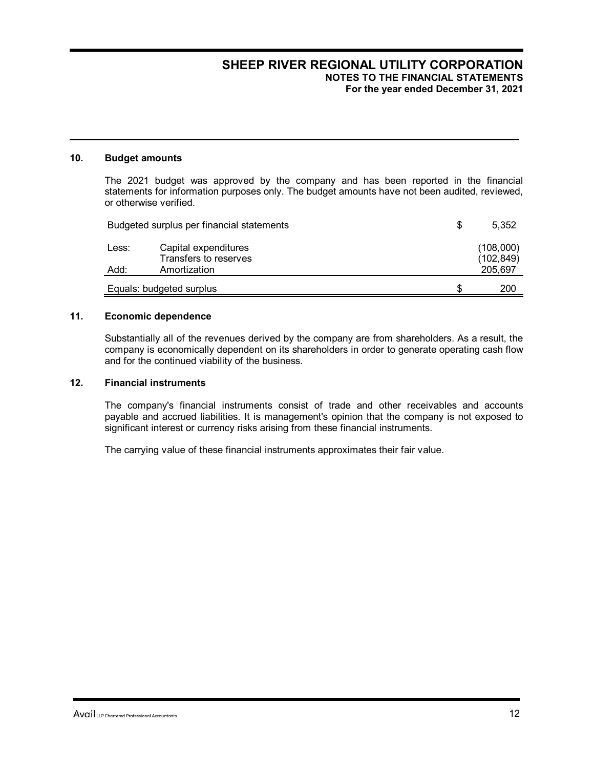## 10. Budget amounts

The 2021 budget was approved by the company and has been reported in the financial statements for information purposes only. The budget amounts have not been audited, reviewed, or otherwise verified.

| | | | |
|---|---|---|---|
| Budgeted surplus per financial statements | | $ | 5,352 |
| Less: | Capital expenditures | | (108,000) |
| | Transfers to reserves | | (102,849) |
| Add: | Amortization | | 205,697 |
| Equals: budgeted surplus | | $ | 200 |

## 11. Economic dependence

Substantially all of the revenues derived by the company are from shareholders. As a result, the company is economically dependent on its shareholders in order to generate operating cash flow and for the continued viability of the business.

## 12. Financial instruments

The company's financial instruments consist of trade and other receivables and accounts payable and accrued liabilities. It is management's opinion that the company is not exposed to significant interest or currency risks arising from these financial instruments.

The carrying value of these financial instruments approximates their fair value.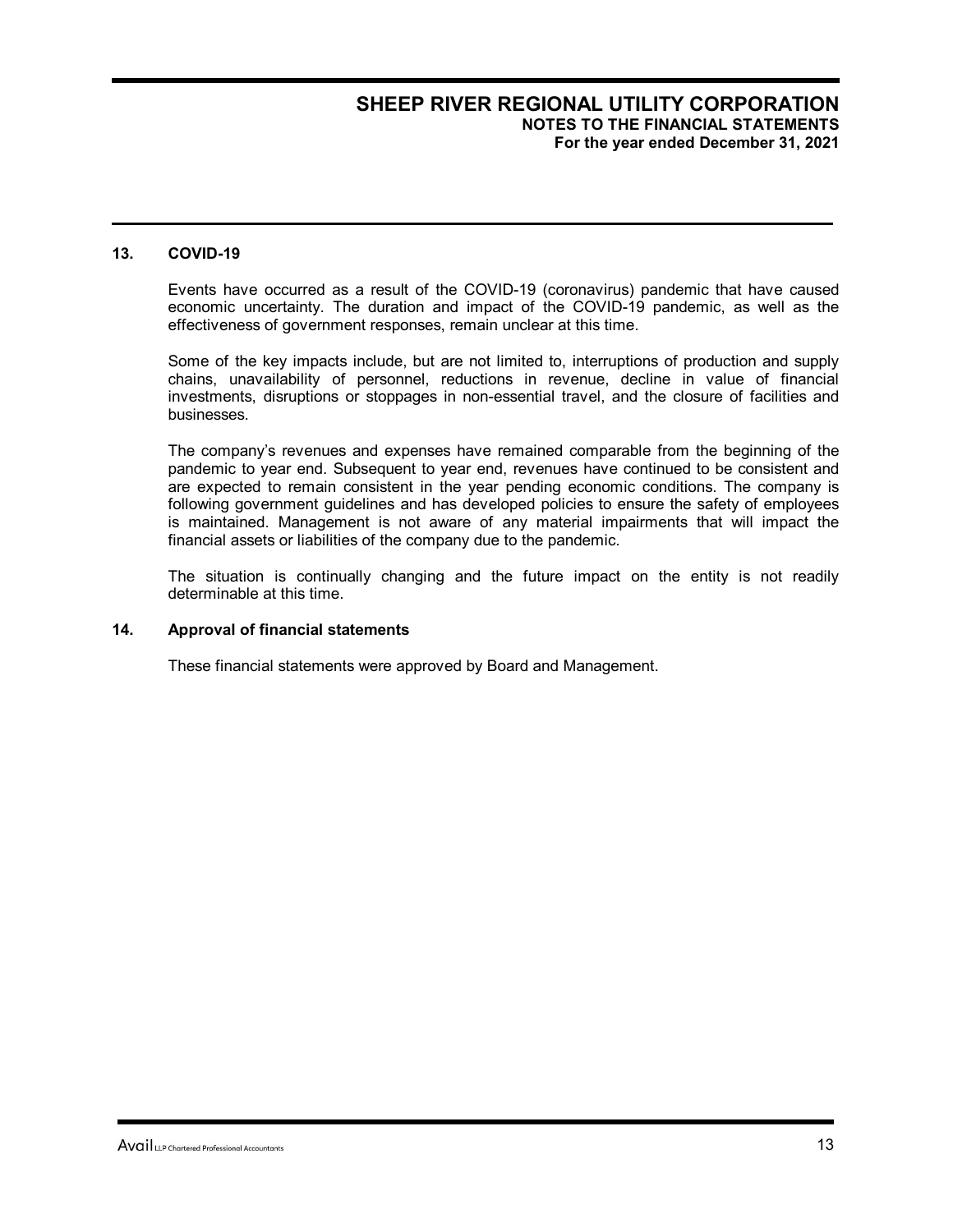## 13. COVID-19

Events have occurred as a result of the COVID-19 (coronavirus) pandemic that have caused economic uncertainty. The duration and impact of the COVID-19 pandemic, as well as the effectiveness of government responses, remain unclear at this time.

Some of the key impacts include, but are not limited to, interruptions of production and supply chains, unavailability of personnel, reductions in revenue, decline in value of financial investments, disruptions or stoppages in non-essential travel, and the closure of facilities and businesses.

The company's revenues and expenses have remained comparable from the beginning of the pandemic to year end. Subsequent to year end, revenues have continued to be consistent and are expected to remain consistent in the year pending economic conditions. The company is following government guidelines and has developed policies to ensure the safety of employees is maintained. Management is not aware of any material impairments that will impact the financial assets or liabilities of the company due to the pandemic.

The situation is continually changing and the future impact on the entity is not readily determinable at this time.

## 14. Approval of financial statements

These financial statements were approved by Board and Management.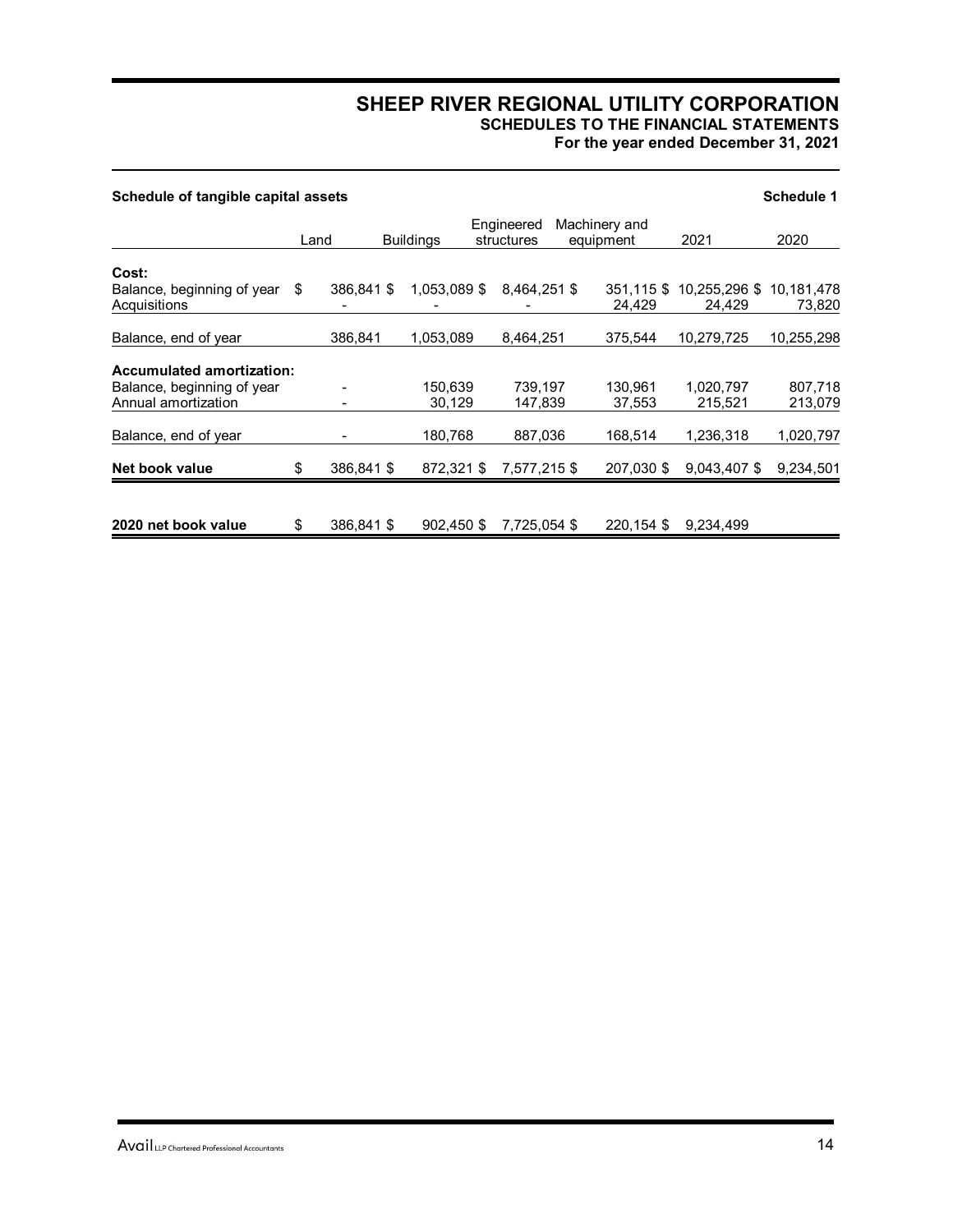# SHEEP RIVER REGIONAL UTILITY CORPORATION

## SCHEDULES TO THE FINANCIAL STATEMENTS

### For the year ended December 31, 2021

**Schedule of tangible capital assets** **Schedule 1**

| | Land | Buildings | Engineered structures | Machinery and equipment | 2021 | 2020 |
|---|---|---|---|---|---|---|
| **Cost:** | | | | | | |
| Balance, beginning of year | $ 386,841 $ | 1,053,089 $ | 8,464,251 $ | 351,115 $ | 10,255,296 $ | 10,181,478 |
| Acquisitions | - | - | - | 24,429 | 24,429 | 73,820 |
| Balance, end of year | 386,841 | 1,053,089 | 8,464,251 | 375,544 | 10,279,725 | 10,255,298 |
| **Accumulated amortization:** | | | | | | |
| Balance, beginning of year | - | 150,639 | 739,197 | 130,961 | 1,020,797 | 807,718 |
| Annual amortization | - | 30,129 | 147,839 | 37,553 | 215,521 | 213,079 |
| Balance, end of year | - | 180,768 | 887,036 | 168,514 | 1,236,318 | 1,020,797 |
| **Net book value** | $ 386,841 $ | 872,321 $ | 7,577,215 $ | 207,030 $ | 9,043,407 $ | 9,234,501 |
| **2020 net book value** | $ 386,841 $ | 902,450 $ | 7,725,054 $ | 220,154 $ | 9,234,499 | |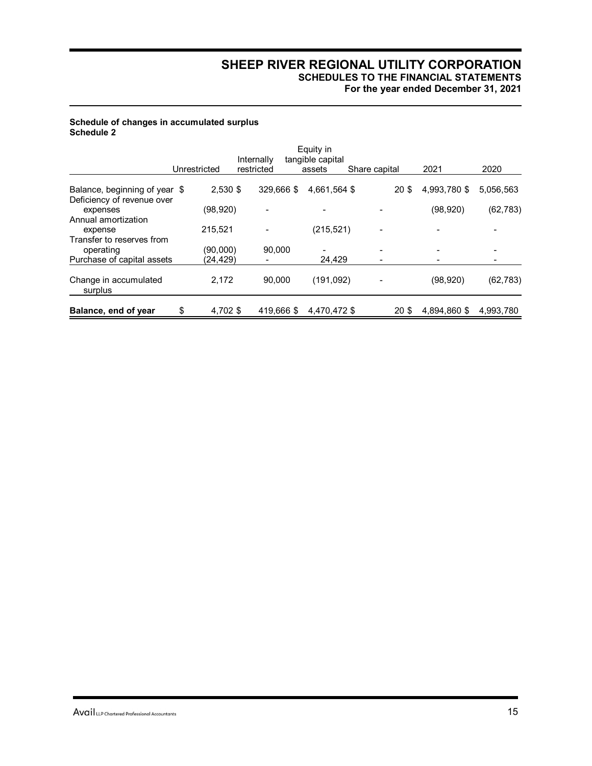# SHEEP RIVER REGIONAL UTILITY CORPORATION

## SCHEDULES TO THE FINANCIAL STATEMENTS

### For the year ended December 31, 2021

**Schedule of changes in accumulated surplus**
**Schedule 2**

| | Unrestricted | Internally restricted | Equity in tangible capital assets | Share capital | 2021 | 2020 |
|---|---|---|---|---|---|---|
| Balance, beginning of year | $ 2,530 | $ 329,666 | $ 4,661,564 | $ 20 | $ 4,993,780 | $ 5,056,563 |
| Deficiency of revenue over expenses | (98,920) | - | - | - | (98,920) | (62,783) |
| Annual amortization expense | 215,521 | - | (215,521) | - | - | - |
| Transfer to reserves from operating | (90,000) | 90,000 | - | - | - | - |
| Purchase of capital assets | (24,429) | - | 24,429 | - | - | - |
| Change in accumulated surplus | 2,172 | 90,000 | (191,092) | - | (98,920) | (62,783) |
| **Balance, end of year** | $ 4,702 | $ 419,666 | $ 4,470,472 | $ 20 | $ 4,894,860 | $ 4,993,780 |